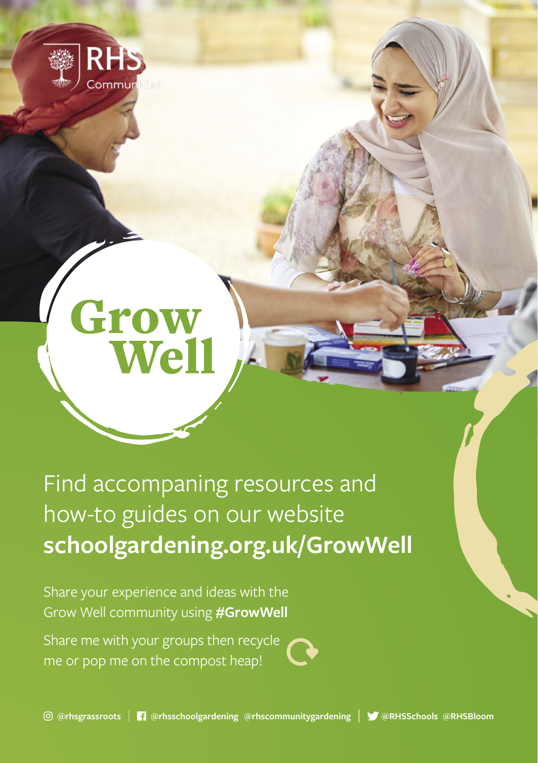RHS Communities

# Grow Well

Find accompaning resources and how-to guides on our website **schoolgardening.org.uk/GrowWell**

Share your experience and ideas with the Grow Well community using **#GrowWell**

Share me with your groups then recycle me or pop me on the compost heap!

**@rhsgrassroots** | **@rhsschoolgardening** **@rhscommunitygardening** | **@RHSSchools** **@RHSBloom**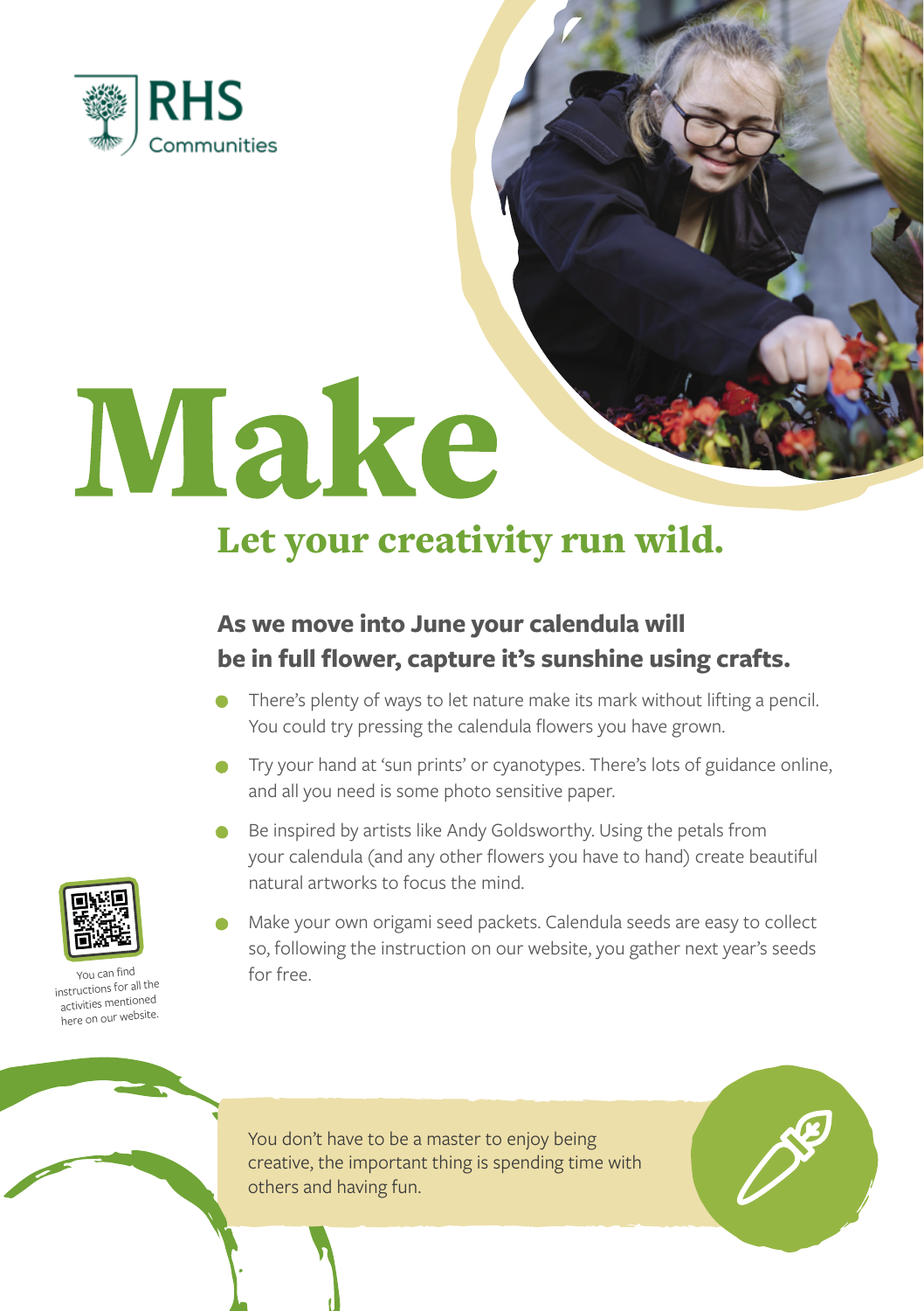RHS Communities

# Make

## Let your creativity run wild.

**As we move into June your calendula will be in full flower, capture it's sunshine using crafts.**

- There's plenty of ways to let nature make its mark without lifting a pencil. You could try pressing the calendula flowers you have grown.
- Try your hand at 'sun prints' or cyanotypes. There's lots of guidance online, and all you need is some photo sensitive paper.
- Be inspired by artists like Andy Goldsworthy. Using the petals from your calendula (and any other flowers you have to hand) create beautiful natural artworks to focus the mind.
- Make your own origami seed packets. Calendula seeds are easy to collect so, following the instruction on our website, you gather next year's seeds for free.

You can find instructions for all the activities mentioned here on our website.

You don't have to be a master to enjoy being creative, the important thing is spending time with others and having fun.